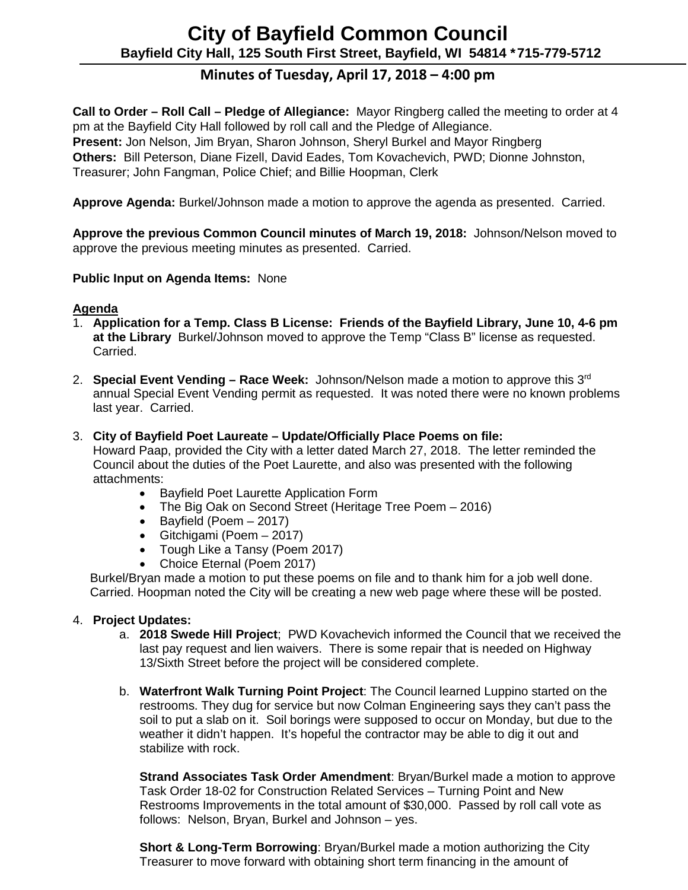# City of Bayfield Common Council

**Bayfield City Hall, 125 South First Street, Bayfield, WI 54814 *715-779-5712**

## Minutes of Tuesday, April 17, 2018 – 4:00 pm

**Call to Order – Roll Call – Pledge of Allegiance:** Mayor Ringberg called the meeting to order at 4 pm at the Bayfield City Hall followed by roll call and the Pledge of Allegiance.
**Present:** Jon Nelson, Jim Bryan, Sharon Johnson, Sheryl Burkel and Mayor Ringberg
**Others:** Bill Peterson, Diane Fizell, David Eades, Tom Kovachevich, PWD; Dionne Johnston, Treasurer; John Fangman, Police Chief; and Billie Hoopman, Clerk

**Approve Agenda:** Burkel/Johnson made a motion to approve the agenda as presented. Carried.

**Approve the previous Common Council minutes of March 19, 2018:** Johnson/Nelson moved to approve the previous meeting minutes as presented. Carried.

**Public Input on Agenda Items:** None

**Agenda**

1. **Application for a Temp. Class B License: Friends of the Bayfield Library, June 10, 4-6 pm at the Library** Burkel/Johnson moved to approve the Temp "Class B" license as requested. Carried.

2. **Special Event Vending – Race Week:** Johnson/Nelson made a motion to approve this 3rd annual Special Event Vending permit as requested. It was noted there were no known problems last year. Carried.

3. **City of Bayfield Poet Laureate – Update/Officially Place Poems on file:**
   Howard Paap, provided the City with a letter dated March 27, 2018. The letter reminded the Council about the duties of the Poet Laurette, and also was presented with the following attachments:
   - Bayfield Poet Laurette Application Form
   - The Big Oak on Second Street (Heritage Tree Poem – 2016)
   - Bayfield (Poem – 2017)
   - Gitchigami (Poem – 2017)
   - Tough Like a Tansy (Poem 2017)
   - Choice Eternal (Poem 2017)

   Burkel/Bryan made a motion to put these poems on file and to thank him for a job well done. Carried. Hoopman noted the City will be creating a new web page where these will be posted.

4. **Project Updates:**
   a. **2018 Swede Hill Project**; PWD Kovachevich informed the Council that we received the last pay request and lien waivers. There is some repair that is needed on Highway 13/Sixth Street before the project will be considered complete.

   b. **Waterfront Walk Turning Point Project**: The Council learned Luppino started on the restrooms. They dug for service but now Colman Engineering says they can't pass the soil to put a slab on it. Soil borings were supposed to occur on Monday, but due to the weather it didn't happen. It's hopeful the contractor may be able to dig it out and stabilize with rock.

   **Strand Associates Task Order Amendment**: Bryan/Burkel made a motion to approve Task Order 18-02 for Construction Related Services – Turning Point and New Restrooms Improvements in the total amount of $30,000. Passed by roll call vote as follows: Nelson, Bryan, Burkel and Johnson – yes.

   **Short & Long-Term Borrowing**: Bryan/Burkel made a motion authorizing the City Treasurer to move forward with obtaining short term financing in the amount of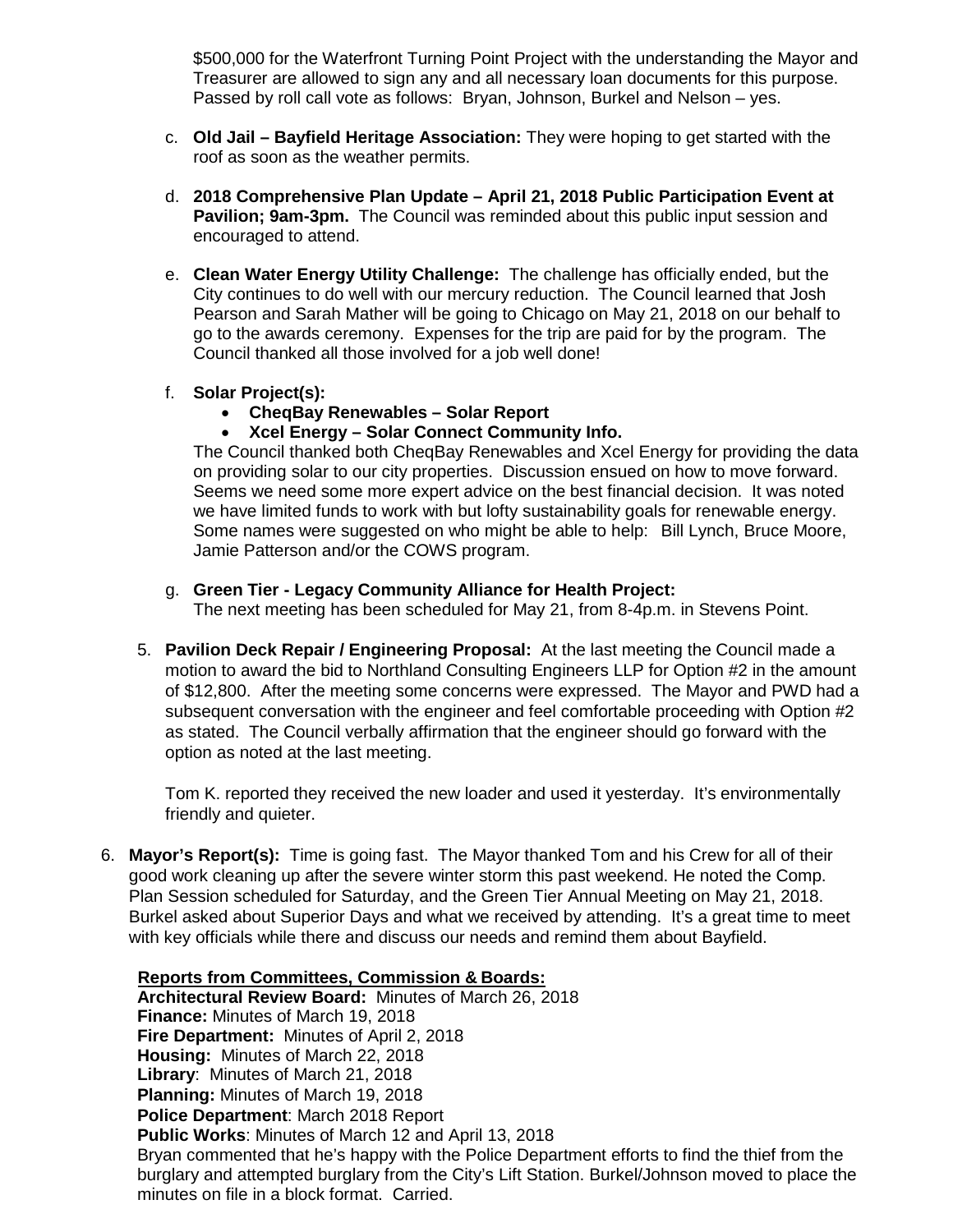$500,000 for the Waterfront Turning Point Project with the understanding the Mayor and Treasurer are allowed to sign any and all necessary loan documents for this purpose. Passed by roll call vote as follows: Bryan, Johnson, Burkel and Nelson – yes.

c. **Old Jail – Bayfield Heritage Association:** They were hoping to get started with the roof as soon as the weather permits.

d. **2018 Comprehensive Plan Update – April 21, 2018 Public Participation Event at Pavilion; 9am-3pm.** The Council was reminded about this public input session and encouraged to attend.

e. **Clean Water Energy Utility Challenge:** The challenge has officially ended, but the City continues to do well with our mercury reduction. The Council learned that Josh Pearson and Sarah Mather will be going to Chicago on May 21, 2018 on our behalf to go to the awards ceremony. Expenses for the trip are paid for by the program. The Council thanked all those involved for a job well done!

f. **Solar Project(s):**
   - **CheqBay Renewables – Solar Report**
   - **Xcel Energy – Solar Connect Community Info.**

   The Council thanked both CheqBay Renewables and Xcel Energy for providing the data on providing solar to our city properties. Discussion ensued on how to move forward. Seems we need some more expert advice on the best financial decision. It was noted we have limited funds to work with but lofty sustainability goals for renewable energy. Some names were suggested on who might be able to help: Bill Lynch, Bruce Moore, Jamie Patterson and/or the COWS program.

g. **Green Tier - Legacy Community Alliance for Health Project:**
   The next meeting has been scheduled for May 21, from 8-4p.m. in Stevens Point.

5. **Pavilion Deck Repair / Engineering Proposal:** At the last meeting the Council made a motion to award the bid to Northland Consulting Engineers LLP for Option #2 in the amount of $12,800. After the meeting some concerns were expressed. The Mayor and PWD had a subsequent conversation with the engineer and feel comfortable proceeding with Option #2 as stated. The Council verbally affirmation that the engineer should go forward with the option as noted at the last meeting.

   Tom K. reported they received the new loader and used it yesterday. It's environmentally friendly and quieter.

6. **Mayor's Report(s):** Time is going fast. The Mayor thanked Tom and his Crew for all of their good work cleaning up after the severe winter storm this past weekend. He noted the Comp. Plan Session scheduled for Saturday, and the Green Tier Annual Meeting on May 21, 2018. Burkel asked about Superior Days and what we received by attending. It's a great time to meet with key officials while there and discuss our needs and remind them about Bayfield.

   **Reports from Committees, Commission & Boards:**
   **Architectural Review Board:** Minutes of March 26, 2018
   **Finance:** Minutes of March 19, 2018
   **Fire Department:** Minutes of April 2, 2018
   **Housing:** Minutes of March 22, 2018
   **Library**: Minutes of March 21, 2018
   **Planning:** Minutes of March 19, 2018
   **Police Department**: March 2018 Report
   **Public Works**: Minutes of March 12 and April 13, 2018
   Bryan commented that he's happy with the Police Department efforts to find the thief from the burglary and attempted burglary from the City's Lift Station. Burkel/Johnson moved to place the minutes on file in a block format. Carried.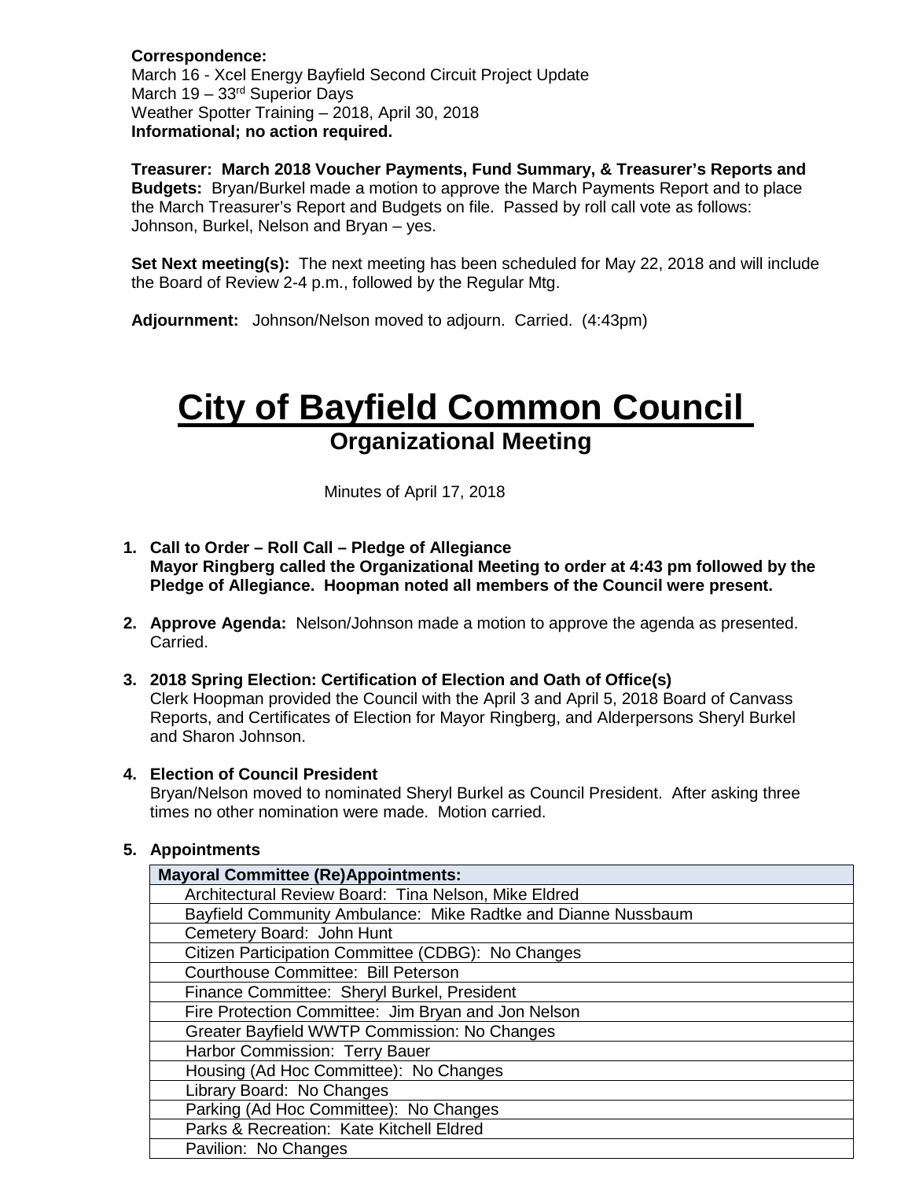**Correspondence:**
March 16 - Xcel Energy Bayfield Second Circuit Project Update
March 19 – 33rd Superior Days
Weather Spotter Training – 2018, April 30, 2018
**Informational; no action required.**

**Treasurer: March 2018 Voucher Payments, Fund Summary, & Treasurer's Reports and Budgets:** Bryan/Burkel made a motion to approve the March Payments Report and to place the March Treasurer's Report and Budgets on file. Passed by roll call vote as follows: Johnson, Burkel, Nelson and Bryan – yes.

**Set Next meeting(s):** The next meeting has been scheduled for May 22, 2018 and will include the Board of Review 2-4 p.m., followed by the Regular Mtg.

**Adjournment:** Johnson/Nelson moved to adjourn. Carried. (4:43pm)

# City of Bayfield Common Council

## Organizational Meeting

Minutes of April 17, 2018

1. **Call to Order – Roll Call – Pledge of Allegiance**
   **Mayor Ringberg called the Organizational Meeting to order at 4:43 pm followed by the Pledge of Allegiance. Hoopman noted all members of the Council were present.**

2. **Approve Agenda:** Nelson/Johnson made a motion to approve the agenda as presented. Carried.

3. **2018 Spring Election: Certification of Election and Oath of Office(s)**
   Clerk Hoopman provided the Council with the April 3 and April 5, 2018 Board of Canvass Reports, and Certificates of Election for Mayor Ringberg, and Alderpersons Sheryl Burkel and Sharon Johnson.

4. **Election of Council President**
   Bryan/Nelson moved to nominated Sheryl Burkel as Council President. After asking three times no other nomination were made. Motion carried.

5. **Appointments**

| **Mayoral Committee (Re)Appointments:** |
|---|
| Architectural Review Board: Tina Nelson, Mike Eldred |
| Bayfield Community Ambulance: Mike Radtke and Dianne Nussbaum |
| Cemetery Board: John Hunt |
| Citizen Participation Committee (CDBG): No Changes |
| Courthouse Committee: Bill Peterson |
| Finance Committee: Sheryl Burkel, President |
| Fire Protection Committee: Jim Bryan and Jon Nelson |
| Greater Bayfield WWTP Commission: No Changes |
| Harbor Commission: Terry Bauer |
| Housing (Ad Hoc Committee): No Changes |
| Library Board: No Changes |
| Parking (Ad Hoc Committee): No Changes |
| Parks & Recreation: Kate Kitchell Eldred |
| Pavilion: No Changes |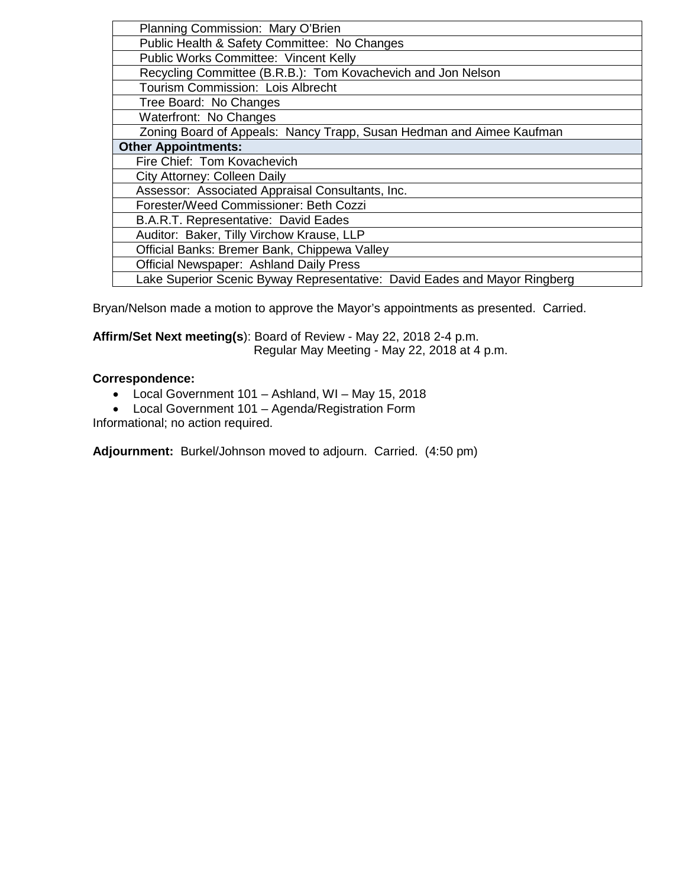| |
|---|
| Planning Commission: Mary O'Brien |
| Public Health & Safety Committee: No Changes |
| Public Works Committee: Vincent Kelly |
| Recycling Committee (B.R.B.): Tom Kovachevich and Jon Nelson |
| Tourism Commission: Lois Albrecht |
| Tree Board: No Changes |
| Waterfront: No Changes |
| Zoning Board of Appeals: Nancy Trapp, Susan Hedman and Aimee Kaufman |
| **Other Appointments:** |
| Fire Chief: Tom Kovachevich |
| City Attorney: Colleen Daily |
| Assessor: Associated Appraisal Consultants, Inc. |
| Forester/Weed Commissioner: Beth Cozzi |
| B.A.R.T. Representative: David Eades |
| Auditor: Baker, Tilly Virchow Krause, LLP |
| Official Banks: Bremer Bank, Chippewa Valley |
| Official Newspaper: Ashland Daily Press |
| Lake Superior Scenic Byway Representative: David Eades and Mayor Ringberg |

Bryan/Nelson made a motion to approve the Mayor's appointments as presented. Carried.

**Affirm/Set Next meeting(s**): Board of Review - May 22, 2018 2-4 p.m.
Regular May Meeting - May 22, 2018 at 4 p.m.

**Correspondence:**

- Local Government 101 – Ashland, WI – May 15, 2018
- Local Government 101 – Agenda/Registration Form

Informational; no action required.

**Adjournment:** Burkel/Johnson moved to adjourn. Carried. (4:50 pm)